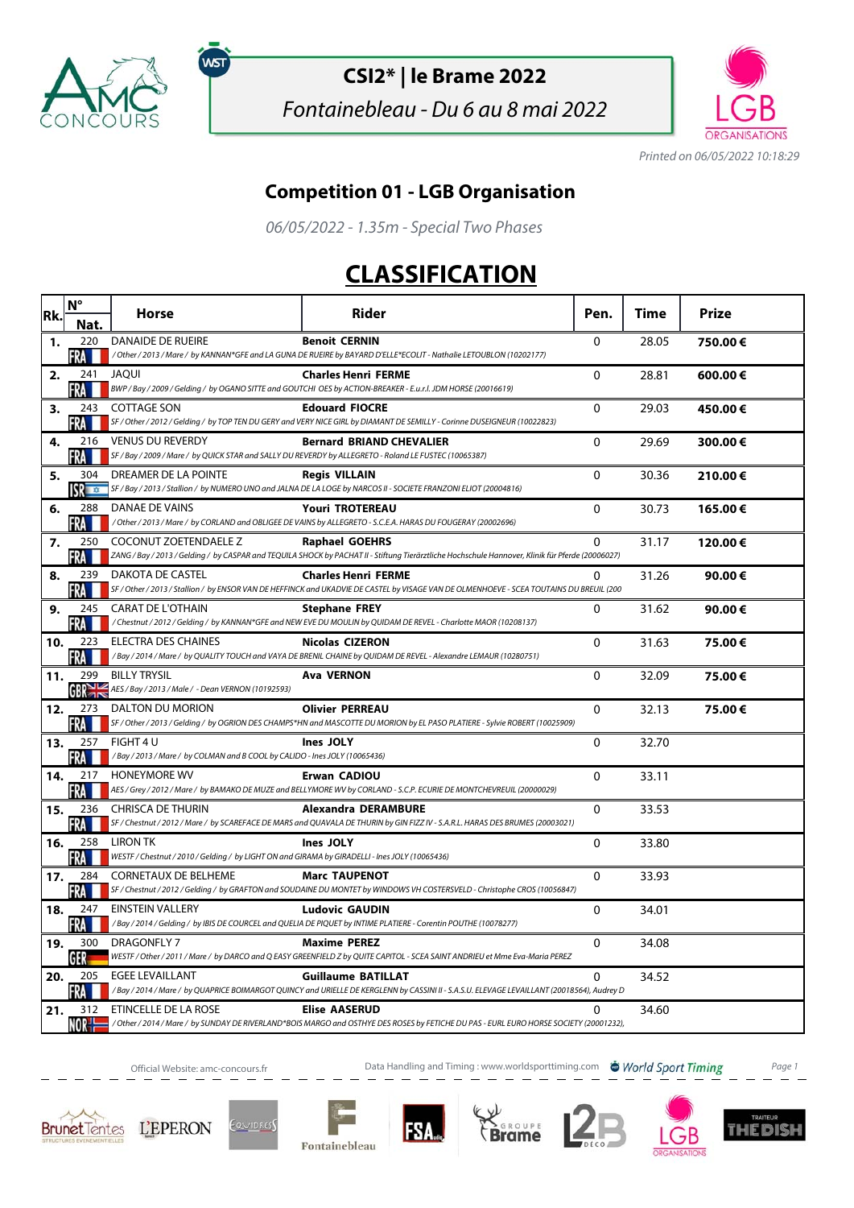# CSI2* | le Brame 2022

*Fontainebleau - Du 6 au 8 mai 2022*

*Printed on 06/05/2022 10:18:29*

## Competition 01 - LGB Organisation

*06/05/2022 - 1.35m - Special Two Phases*

# CLASSIFICATION

| Rk. | N° Nat. | Horse | Rider | Pen. | Time | Prize |
|---|---|---|---|---|---|---|
| 1. | 220 FRA | DANAIDE DE RUEIRE<br>*/ Other / 2013 / Mare / by KANNAN*GFE and LA GUNA DE RUEIRE by BAYARD D'ELLE*ECOLIT - Nathalie LETOUBLON (10202177)* | **Benoit CERNIN** | 0 | 28.05 | **750.00 €** |
| 2. | 241 FRA | JAQUI<br>*BWP / Bay / 2009 / Gelding / by OGANO SITTE and GOUTCHI OES by ACTION-BREAKER - E.u.r.l. JDM HORSE (20016619)* | **Charles Henri FERME** | 0 | 28.81 | **600.00 €** |
| 3. | 243 FRA | COTTAGE SON<br>*SF / Other / 2012 / Gelding / by TOP TEN DU GERY and VERY NICE GIRL by DIAMANT DE SEMILLY - Corinne DUSEIGNEUR (10022823)* | **Edouard FIOCRE** | 0 | 29.03 | **450.00 €** |
| 4. | 216 FRA | VENUS DU REVERDY<br>*SF / Bay / 2009 / Mare / by QUICK STAR and SALLY DU REVERDY by ALLEGRETO - Roland LE FUSTEC (10065387)* | **Bernard BRIAND CHEVALIER** | 0 | 29.69 | **300.00 €** |
| 5. | 304 ISR | DREAMER DE LA POINTE<br>*SF / Bay / 2013 / Stallion / by NUMERO UNO and JALNA DE LA LOGE by NARCOS II - SOCIETE FRANZONI ELIOT (20004816)* | **Regis VILLAIN** | 0 | 30.36 | **210.00 €** |
| 6. | 288 FRA | DANAE DE VAINS<br>*/ Other / 2013 / Mare / by CORLAND and OBLIGEE DE VAINS by ALLEGRETO - S.C.E.A. HARAS DU FOUGERAY (20002696)* | **Youri TROTEREAU** | 0 | 30.73 | **165.00 €** |
| 7. | 250 FRA | COCONUT ZOETENDAELE Z<br>*ZANG / Bay / 2013 / Gelding / by CASPAR and TEQUILA SHOCK by PACHAT II - Stiftung Tierärztliche Hochschule Hannover, Klinik für Pferde (20006027)* | **Raphael GOEHRS** | 0 | 31.17 | **120.00 €** |
| 8. | 239 FRA | DAKOTA DE CASTEL<br>*SF / Other / 2013 / Mare / by ENSOR VAN DE HEFFINCK and UKADVIE DE CASTEL by VISAGE VAN DE OLMENHOEVE - SCEA TOUTAINS DU BREUIL (200* | **Charles Henri FERME** | 0 | 31.26 | **90.00 €** |
| 9. | 245 FRA | CARAT DE L'OTHAIN<br>*/ Chestnut / 2012 / Gelding / by KANNAN*GFE and NEW EVE DU MOULIN by QUIDAM DE REVEL - Charlotte MAOR (10208137)* | **Stephane FREY** | 0 | 31.62 | **90.00 €** |
| 10. | 223 FRA | ELECTRA DES CHAINES<br>*/ Bay / 2014 / Mare / by QUALITY TOUCH and VAYA DE BRENIL CHAINE by QUIDAM DE REVEL - Alexandre LEMAUR (10280751)* | **Nicolas CIZERON** | 0 | 31.63 | **75.00 €** |
| 11. | 299 GBR | BILLY TRYSIL<br>*AES / Bay / 2013 / Male / - Dean VERNON (10192593)* | **Ava VERNON** | 0 | 32.09 | **75.00 €** |
| 12. | 273 FRA | DALTON DU MORION<br>*SF / Other / 2013 / Gelding / by OGRION DES CHAMPS*HN and MASCOTTE DU MORION by EL PASO PLATIERE - Sylvie ROBERT (10025909)* | **Olivier PERREAU** | 0 | 32.13 | **75.00 €** |
| 13. | 257 FRA | FIGHT 4 U<br>*/ Bay / 2013 / Mare / by COLMAN and B COOL by CALIDO - Ines JOLY (10065436)* | **Ines JOLY** | 0 | 32.70 | |
| 14. | 217 FRA | HONEYMORE WV<br>*AES / Grey / 2012 / Mare / by BAMAKO DE MUZE and BELLYMORE WV by CORLAND - S.C.P. ECURIE DE MONTCHEVREUIL (20000029)* | **Erwan CADIOU** | 0 | 33.11 | |
| 15. | 236 FRA | CHRISCA DE THURIN<br>*SF / Chestnut / 2012 / Mare / by SCAREFACE DE MARS and QUAVALA DE THURIN by GIN FIZZ IV - S.A.R.L. HARAS DES BRUMES (20003021)* | **Alexandra DERAMBURE** | 0 | 33.53 | |
| 16. | 258 FRA | LIRON TK<br>*WESTF / Chestnut / 2010 / Gelding / by LIGHT ON and GIRAMA by GIRADELLI - Ines JOLY (10065436)* | **Ines JOLY** | 0 | 33.80 | |
| 17. | 284 FRA | CORNETAUX DE BELHEME<br>*SF / Chestnut / 2012 / Gelding / by GRAFTON and SOUDAINE DU MONTET by WINDOWS VH COSTERSVELD - Christophe CROS (10056847)* | **Marc TAUPENOT** | 0 | 33.93 | |
| 18. | 247 FRA | EINSTEIN VALLERY<br>*/ Bay / 2014 / Gelding / by IBIS DE COURCEL and QUELIA DE PIQUET by INTIME PLATIERE - Corentin POUTHE (10078277)* | **Ludovic GAUDIN** | 0 | 34.01 | |
| 19. | 300 GER | DRAGONFLY 7<br>*WESTF / Other / 2011 / Mare / by DARCO and Q EASY GREENFIELD Z by QUITE CAPITOL - SCEA SAINT ANDRIEU et Mme Eva-Maria PEREZ* | **Maxime PEREZ** | 0 | 34.08 | |
| 20. | 205 FRA | EGEE LEVAILLANT<br>*/ Bay / 2014 / Mare / by QUAPRICE BOIMARGOT QUINCY and URIELLE DE KERGLENN by CASSINI II - S.A.S.U. ELEVAGE LEVAILLANT (20018564), Audrey D* | **Guillaume BATILLAT** | 0 | 34.52 | |
| 21. | 312 NOR | ETINCELLE DE LA ROSE<br>*/ Other / 2014 / Mare / by SUNDAY DE RIVERLAND*BOIS MARGO and OSTHYE DES ROSES by FETICHE DU PAS - EURL EURO HORSE SOCIETY (20001232),* | **Elise AASERUD** | 0 | 34.60 | |

Official Website: amc-concours.fr — Data Handling and Timing : www.worldsporttiming.com — World Sport Timing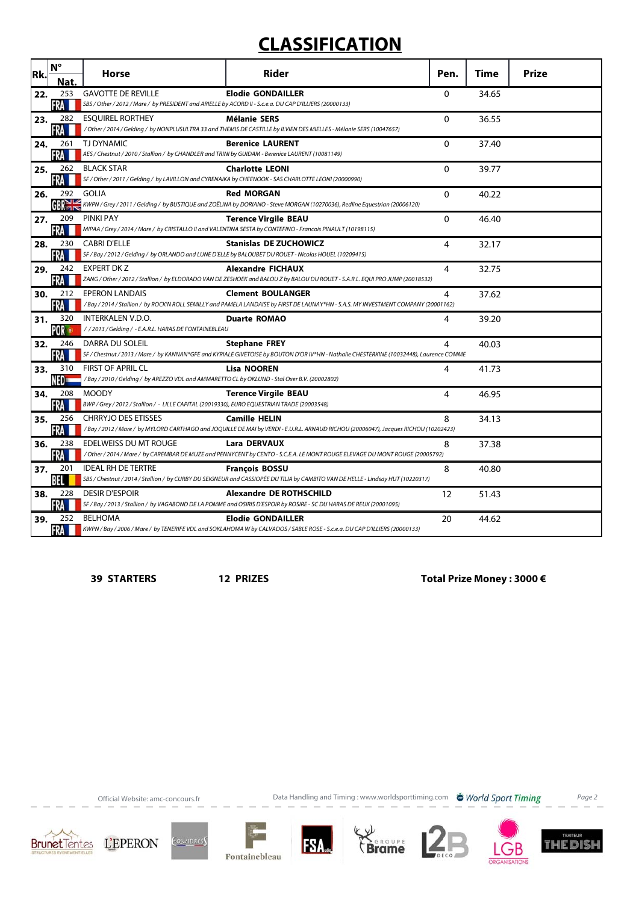# CLASSIFICATION

| Rk. | N° Nat. | Horse | Rider | Pen. | Time | Prize |
|---|---|---|---|---|---|---|
| 22. | 253 FRA | GAVOTTE DE REVILLE<br>*SBS / Other / 2012 / Mare / by PRESIDENT and ARIELLE by ACORD II - S.c.e.a. DU CAP D'ILLIERS (20000133)* | **Elodie GONDAILLER** | 0 | 34.65 | |
| 23. | 282 FRA | ESQUIREL RORTHEY<br>*/ Other / 2014 / Gelding / by NONPLUSULTRA 33 and THEMIS DE CASTILLE by ILVIEN DES MIELLES - Mélanie SERS (10047657)* | **Mélanie SERS** | 0 | 36.55 | |
| 24. | 261 FRA | TJ DYNAMIC<br>*AES / Chestnut / 2010 / Stallion / by CHANDLER and TRINI by GUIDAM - Berenice LAURENT (10081149)* | **Berenice LAURENT** | 0 | 37.40 | |
| 25. | 262 FRA | BLACK STAR<br>*SF / Other / 2011 / Gelding / by LAVILLON and CYRENAIKA by CHEENOOK - SAS CHARLOTTE LEONI (20000990)* | **Charlotte LEONI** | 0 | 39.77 | |
| 26. | 292 GBR | GOLIA<br>*KWPN / Grey / 2011 / Gelding / by BUSTIQUE and ZOËLINA by DORIANO - Steve MORGAN (10270036), Redline Equestrian (20006120)* | **Red MORGAN** | 0 | 40.22 | |
| 27. | 209 FRA | PINKI PAY<br>*MIPAA / Grey / 2014 / Mare / by CRISTALLO II and VALENTINA SESTA by CONTEFINO - Francois PINAULT (10198115)* | **Terence Virgile BEAU** | 0 | 46.40 | |
| 28. | 230 FRA | CABRI D'ELLE<br>*SF / Bay / 2012 / Gelding / by ORLANDO and LUNE D'ELLE by BALOUBET DU ROUET - Nicolas HOUEL (10209415)* | **Stanislas DE ZUCHOWICZ** | 4 | 32.17 | |
| 29. | 242 FRA | EXPERT DK Z<br>*ZANG / Other / 2012 / Stallion / by ELDORADO VAN DE ZESHOEK and BALOU Z by BALOU DU ROUET - S.A.R.L. EQUI PRO JUMP (20018532)* | **Alexandre FICHAUX** | 4 | 32.75 | |
| 30. | 212 FRA | EPERON LANDAIS<br>*/ Bay / 2014 / Stallion / by ROCK'N ROLL SEMILLY and PAMELA LANDAISE by FIRST DE LAUNAY\*HN - S.A.S. MY INVESTMENT COMPANY (20001162)* | **Clement BOULANGER** | 4 | 37.62 | |
| 31. | 320 POR | INTERKALEN V.D.O.<br>*/ / 2013 / Gelding / - E.A.R.L. HARAS DE FONTAINEBLEAU* | **Duarte ROMAO** | 4 | 39.20 | |
| 32. | 246 FRA | DARRA DU SOLEIL<br>*SF / Chestnut / 2013 / Mare / by KANNAN\*GFE and KYRIALE GIVETOISE by BOUTON D'OR IV\*HN - Nathalie CHESTERKINE (10032448), Laurence COMME* | **Stephane FREY** | 4 | 40.03 | |
| 33. | 310 NED | FIRST OF APRIL CL<br>*/ Bay / 2010 / Gelding / by AREZZO VDL and AMMARETTO CL by OKLUND - Stal Oxer B.V. (20002802)* | **Lisa NOOREN** | 4 | 41.73 | |
| 34. | 208 FRA | MOODY<br>*BWP / Grey / 2012 / Stallion / - LILLE CAPITAL (20019330), EURO EQUESTRIAN TRADE (20003548)* | **Terence Virgile BEAU** | 4 | 46.95 | |
| 35. | 256 FRA | CHRRYJO DES ETISSES<br>*/ Bay / 2012 / Mare / by MYLORD CARTHAGO and JOQUILLE DE MAI by VERDI - E.U.R.L. ARNAUD RICHOU (20006047), Jacques RICHOU (10202423)* | **Camille HELIN** | 8 | 34.13 | |
| 36. | 238 FRA | EDELWEISS DU MT ROUGE<br>*/ Other / 2014 / Mare / by CAREMBAR DE MUZE and PENNYCENT by CENTO - S.C.E.A. LE MONT ROUGE ELEVAGE DU MONT ROUGE (20005792)* | **Lara DERVAUX** | 8 | 37.38 | |
| 37. | 201 BEL | IDEAL RH DE TERTRE<br>*SBS / Chestnut / 2014 / Stallion / by CURBY DU SEIGNEUR and CASSIOPÉE DU TILIA by CAMBITO VAN DE HELLE - Lindsay HUT (10220317)* | **François BOSSU** | 8 | 40.80 | |
| 38. | 228 FRA | DESIR D'ESPOIR<br>*SF / Bay / 2013 / Stallion / by VAGABOND DE LA POMME and OSIRIS D'ESPOIR by ROSIRE - SC DU HARAS DE REUX (20001095)* | **Alexandre DE ROTHSCHILD** | 12 | 51.43 | |
| 39. | 252 FRA | BELHOMA<br>*KWPN / Bay / 2006 / Mare / by TENERIFE VDL and SOKLAHOMA W by CALVADOS / SABLE ROSE - S.c.e.a. DU CAP D'ILLIERS (20000133)* | **Elodie GONDAILLER** | 20 | 44.62 | |

**39 STARTERS** **12 PRIZES** **Total Prize Money : 3000 €**

Official Website: amc-concours.fr

Data Handling and Timing : www.worldsporttiming.com World Sport Timing